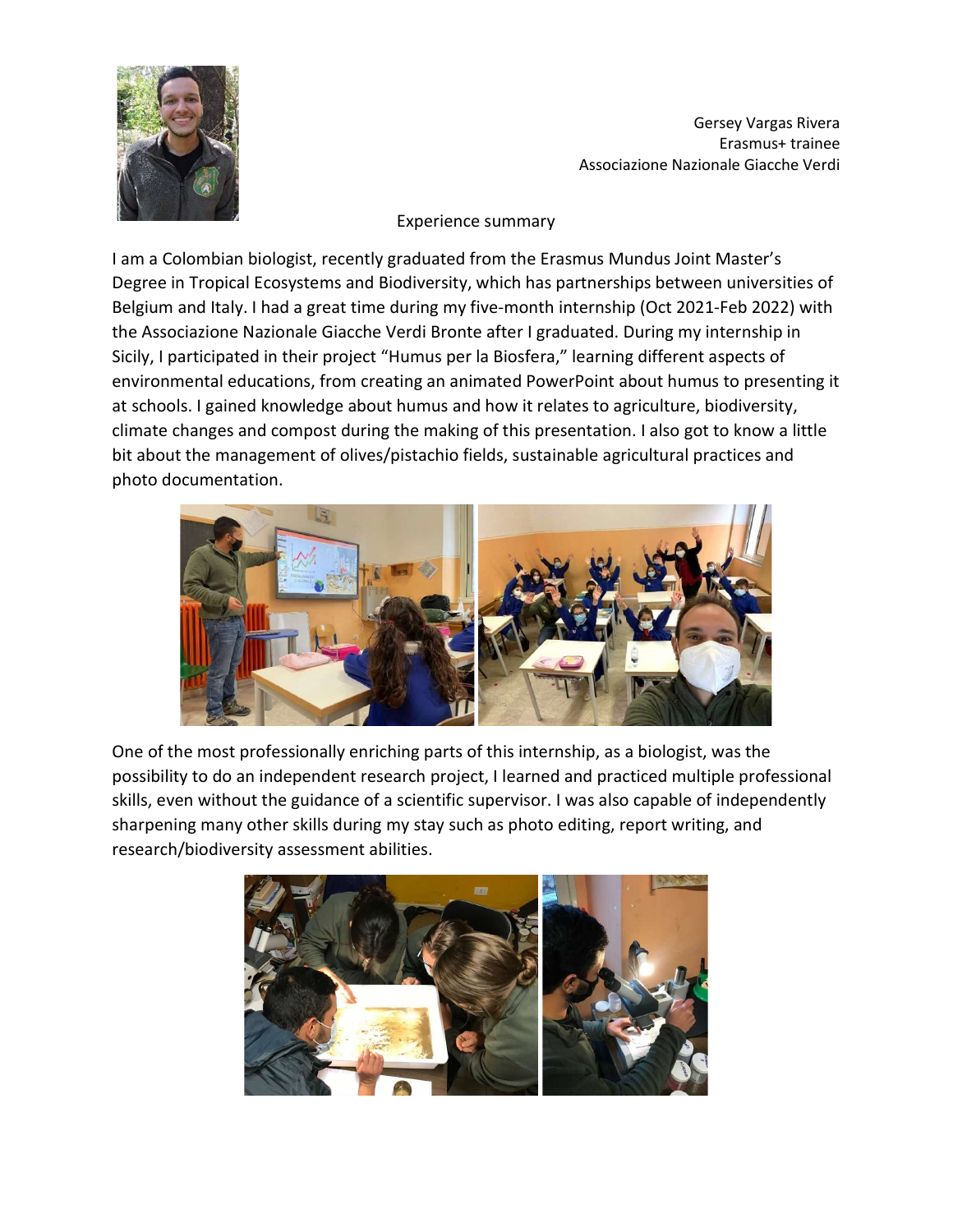Gersey Vargas Rivera
Erasmus+ trainee
Associazione Nazionale Giacche Verdi

## Experience summary

I am a Colombian biologist, recently graduated from the Erasmus Mundus Joint Master's Degree in Tropical Ecosystems and Biodiversity, which has partnerships between universities of Belgium and Italy. I had a great time during my five-month internship (Oct 2021-Feb 2022) with the Associazione Nazionale Giacche Verdi Bronte after I graduated. During my internship in Sicily, I participated in their project "Humus per la Biosfera," learning different aspects of environmental educations, from creating an animated PowerPoint about humus to presenting it at schools. I gained knowledge about humus and how it relates to agriculture, biodiversity, climate changes and compost during the making of this presentation. I also got to know a little bit about the management of olives/pistachio fields, sustainable agricultural practices and photo documentation.

One of the most professionally enriching parts of this internship, as a biologist, was the possibility to do an independent research project, I learned and practiced multiple professional skills, even without the guidance of a scientific supervisor. I was also capable of independently sharpening many other skills during my stay such as photo editing, report writing, and research/biodiversity assessment abilities.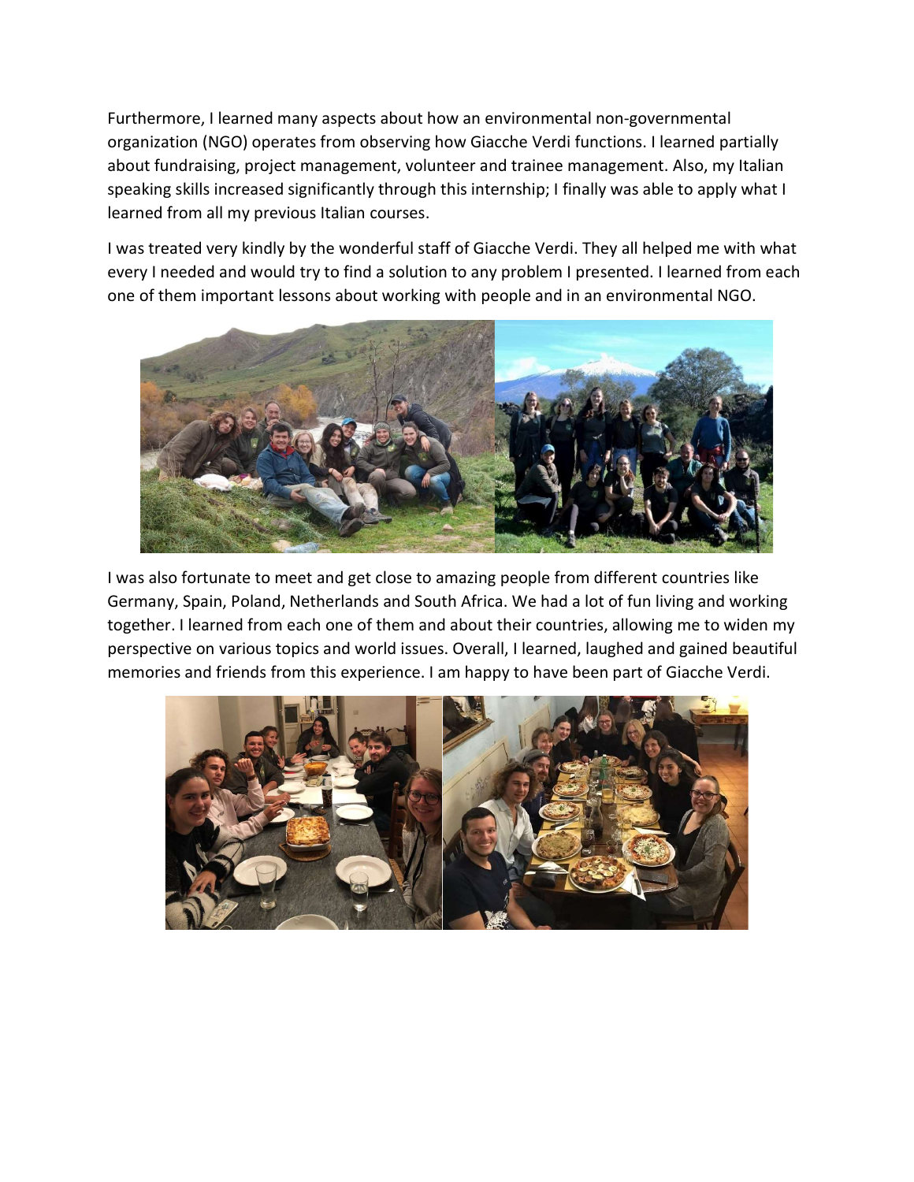Furthermore, I learned many aspects about how an environmental non-governmental organization (NGO) operates from observing how Giacche Verdi functions. I learned partially about fundraising, project management, volunteer and trainee management. Also, my Italian speaking skills increased significantly through this internship; I finally was able to apply what I learned from all my previous Italian courses.

I was treated very kindly by the wonderful staff of Giacche Verdi. They all helped me with what every I needed and would try to find a solution to any problem I presented. I learned from each one of them important lessons about working with people and in an environmental NGO.

I was also fortunate to meet and get close to amazing people from different countries like Germany, Spain, Poland, Netherlands and South Africa. We had a lot of fun living and working together. I learned from each one of them and about their countries, allowing me to widen my perspective on various topics and world issues. Overall, I learned, laughed and gained beautiful memories and friends from this experience. I am happy to have been part of Giacche Verdi.